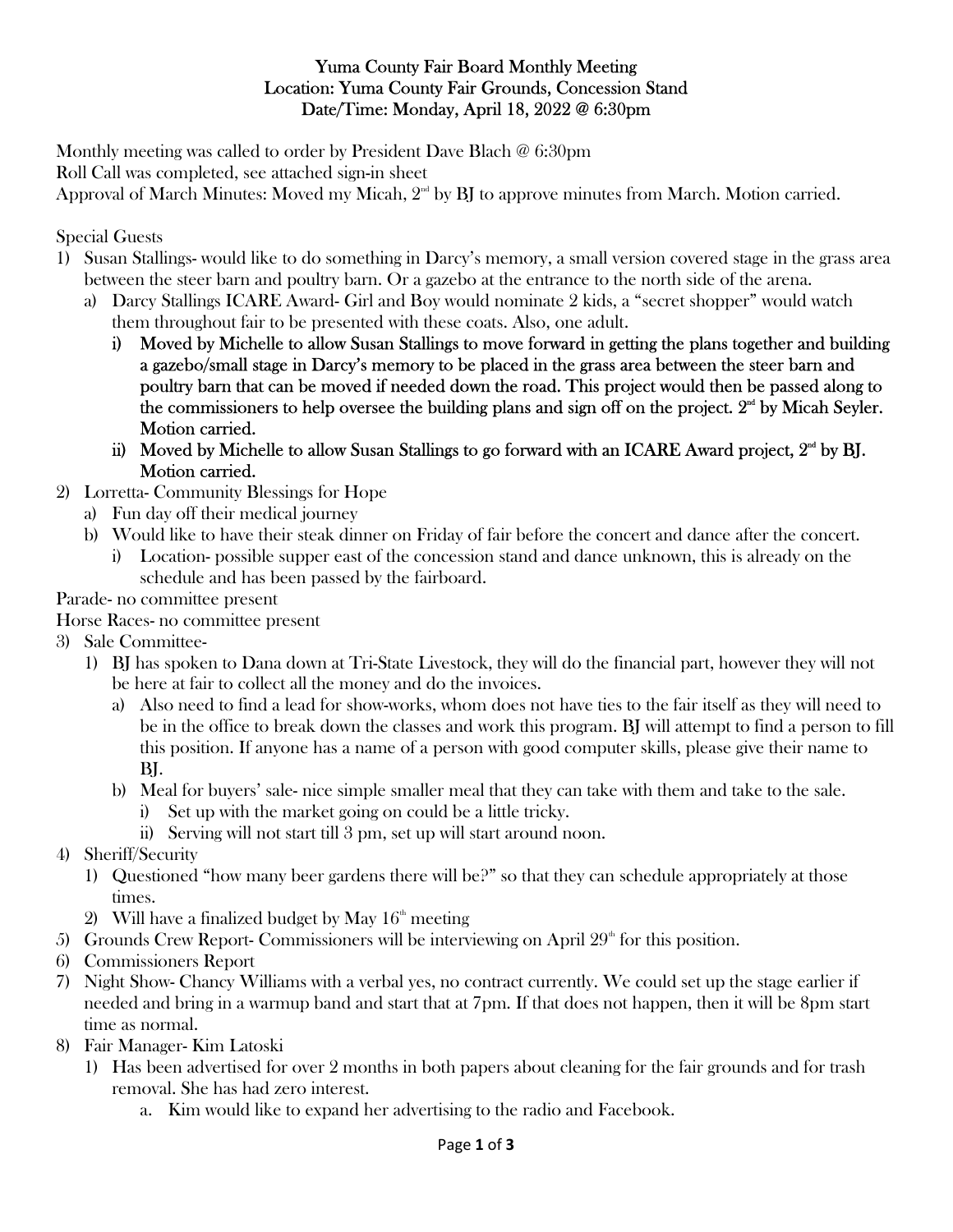# Yuma County Fair Board Monthly Meeting

**Location: Yuma County Fair Grounds, Concession Stand**

**Date/Time: Monday, April 18, 2022 @ 6:30pm**

Monthly meeting was called to order by President Dave Blach @ 6:30pm

Roll Call was completed, see attached sign-in sheet

Approval of March Minutes: Moved my Micah, 2nd by BJ to approve minutes from March. Motion carried.

Special Guests

1) Susan Stallings- would like to do something in Darcy's memory, a small version covered stage in the grass area between the steer barn and poultry barn. Or a gazebo at the entrance to the north side of the arena.
   a) Darcy Stallings ICARE Award- Girl and Boy would nominate 2 kids, a "secret shopper" would watch them throughout fair to be presented with these coats. Also, one adult.
      i) **Moved by Michelle to allow Susan Stallings to move forward in getting the plans together and building a gazebo/small stage in Darcy's memory to be placed in the grass area between the steer barn and poultry barn that can be moved if needed down the road. This project would then be passed along to the commissioners to help oversee the building plans and sign off on the project. 2nd by Micah Seyler. Motion carried.**
      ii) **Moved by Michelle to allow Susan Stallings to go forward with an ICARE Award project, 2nd by BJ. Motion carried.**
2) Lorretta- Community Blessings for Hope
   a) Fun day off their medical journey
   b) Would like to have their steak dinner on Friday of fair before the concert and dance after the concert.
      i) Location- possible supper east of the concession stand and dance unknown, this is already on the schedule and has been passed by the fairboard.

Parade- no committee present

Horse Races- no committee present

3) Sale Committee-
   1) BJ has spoken to Dana down at Tri-State Livestock, they will do the financial part, however they will not be here at fair to collect all the money and do the invoices.
      a) Also need to find a lead for show-works, whom does not have ties to the fair itself as they will need to be in the office to break down the classes and work this program. BJ will attempt to find a person to fill this position. If anyone has a name of a person with good computer skills, please give their name to BJ.
      b) Meal for buyers' sale- nice simple smaller meal that they can take with them and take to the sale.
         i) Set up with the market going on could be a little tricky.
         ii) Serving will not start till 3 pm, set up will start around noon.
4) Sheriff/Security
   1) Questioned "how many beer gardens there will be?" so that they can schedule appropriately at those times.
   2) Will have a finalized budget by May 16th meeting
5) Grounds Crew Report- Commissioners will be interviewing on April 29th for this position.
6) Commissioners Report
7) Night Show- Chancy Williams with a verbal yes, no contract currently. We could set up the stage earlier if needed and bring in a warmup band and start that at 7pm. If that does not happen, then it will be 8pm start time as normal.
8) Fair Manager- Kim Latoski
   1) Has been advertised for over 2 months in both papers about cleaning for the fair grounds and for trash removal. She has had zero interest.
      a. Kim would like to expand her advertising to the radio and Facebook.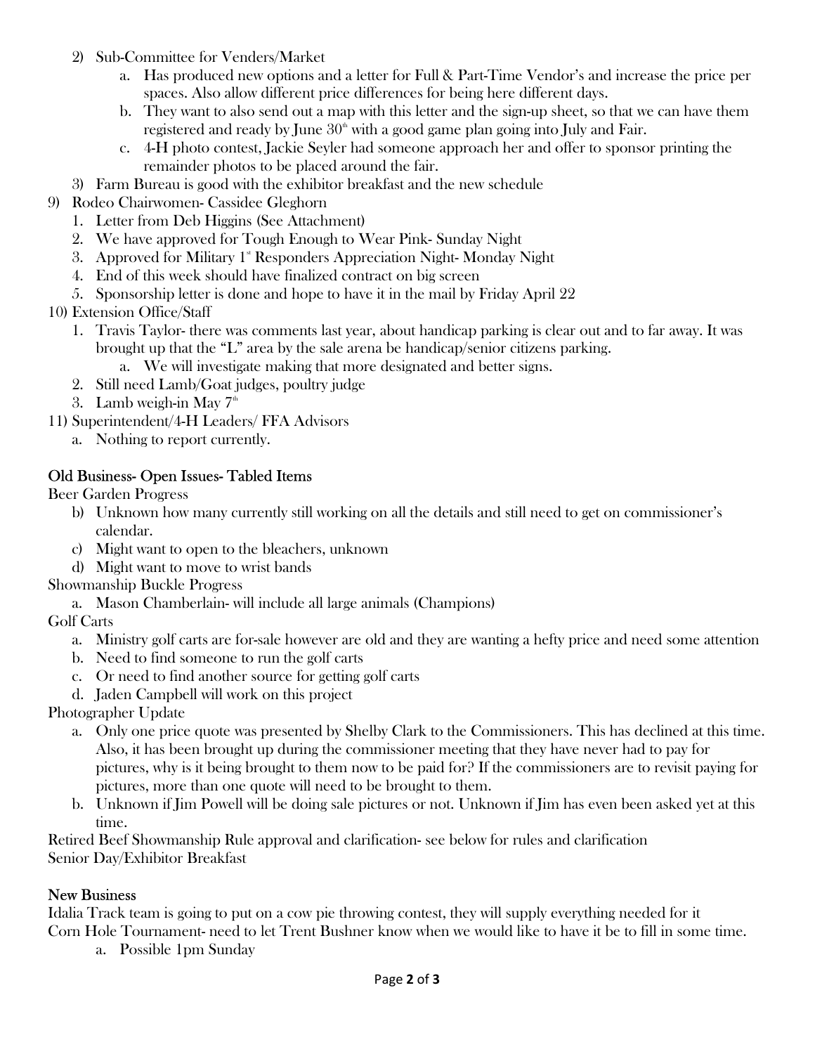2) Sub-Committee for Venders/Market
    a. Has produced new options and a letter for Full & Part-Time Vendor's and increase the price per spaces. Also allow different price differences for being here different days.
    b. They want to also send out a map with this letter and the sign-up sheet, so that we can have them registered and ready by June 30th with a good game plan going into July and Fair.
    c. 4-H photo contest, Jackie Seyler had someone approach her and offer to sponsor printing the remainder photos to be placed around the fair.
3) Farm Bureau is good with the exhibitor breakfast and the new schedule

9) Rodeo Chairwomen- Cassidee Gleghorn
    1. Letter from Deb Higgins (See Attachment)
    2. We have approved for Tough Enough to Wear Pink- Sunday Night
    3. Approved for Military 1st Responders Appreciation Night- Monday Night
    4. End of this week should have finalized contract on big screen
    5. Sponsorship letter is done and hope to have it in the mail by Friday April 22

10) Extension Office/Staff
    1. Travis Taylor- there was comments last year, about handicap parking is clear out and to far away. It was brought up that the "L" area by the sale arena be handicap/senior citizens parking.
        a. We will investigate making that more designated and better signs.
    2. Still need Lamb/Goat judges, poultry judge
    3. Lamb weigh-in May 7th

11) Superintendent/4-H Leaders/ FFA Advisors
    a. Nothing to report currently.

## Old Business- Open Issues- Tabled Items

Beer Garden Progress
- b) Unknown how many currently still working on all the details and still need to get on commissioner's calendar.
- c) Might want to open to the bleachers, unknown
- d) Might want to move to wrist bands

Showmanship Buckle Progress
- a. Mason Chamberlain- will include all large animals (Champions)

Golf Carts
- a. Ministry golf carts are for-sale however are old and they are wanting a hefty price and need some attention
- b. Need to find someone to run the golf carts
- c. Or need to find another source for getting golf carts
- d. Jaden Campbell will work on this project

Photographer Update
- a. Only one price quote was presented by Shelby Clark to the Commissioners. This has declined at this time. Also, it has been brought up during the commissioner meeting that they have never had to pay for pictures, why is it being brought to them now to be paid for? If the commissioners are to revisit paying for pictures, more than one quote will need to be brought to them.
- b. Unknown if Jim Powell will be doing sale pictures or not. Unknown if Jim has even been asked yet at this time.

Retired Beef Showmanship Rule approval and clarification- see below for rules and clarification

Senior Day/Exhibitor Breakfast

## New Business

Idalia Track team is going to put on a cow pie throwing contest, they will supply everything needed for it

Corn Hole Tournament- need to let Trent Bushner know when we would like to have it be to fill in some time.
- a. Possible 1pm Sunday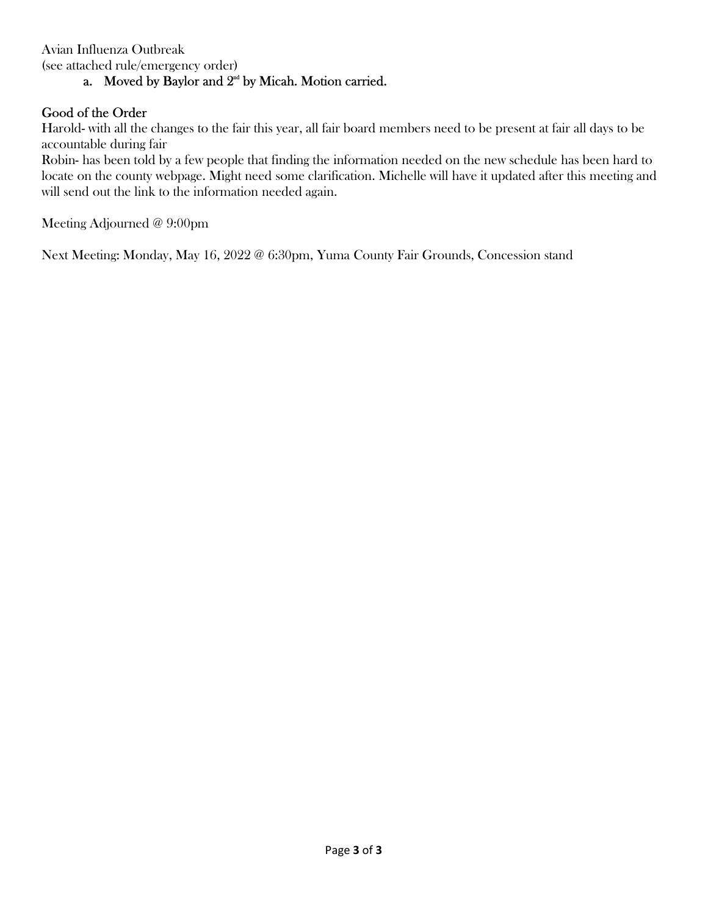Avian Influenza Outbreak
(see attached rule/emergency order)

a. **Moved by Baylor and 2[nd] by Micah. Motion carried.**

## Good of the Order

Harold- with all the changes to the fair this year, all fair board members need to be present at fair all days to be accountable during fair

Robin- has been told by a few people that finding the information needed on the new schedule has been hard to locate on the county webpage. Might need some clarification. Michelle will have it updated after this meeting and will send out the link to the information needed again.

Meeting Adjourned @ 9:00pm

Next Meeting: Monday, May 16, 2022 @ 6:30pm, Yuma County Fair Grounds, Concession stand